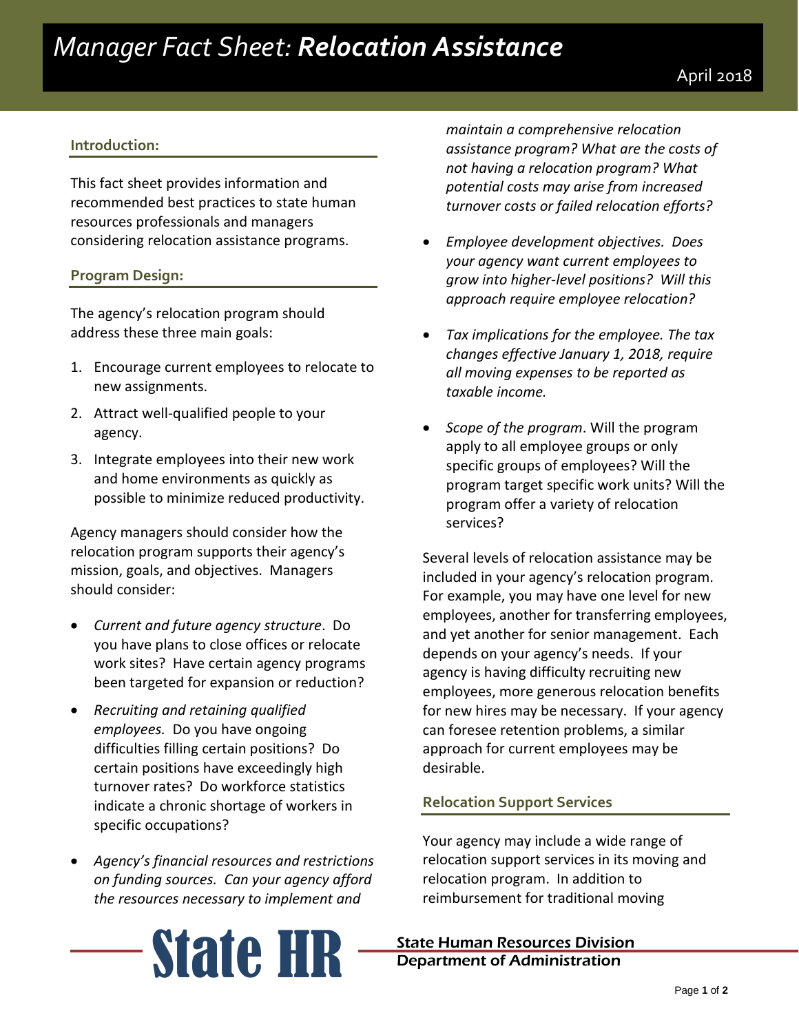# *Manager Fact Sheet:* ***Relocation Assistance***

April 2018

## Introduction:

This fact sheet provides information and recommended best practices to state human resources professionals and managers considering relocation assistance programs.

## Program Design:

The agency's relocation program should address these three main goals:

1. Encourage current employees to relocate to new assignments.
2. Attract well-qualified people to your agency.
3. Integrate employees into their new work and home environments as quickly as possible to minimize reduced productivity.

Agency managers should consider how the relocation program supports their agency's mission, goals, and objectives. Managers should consider:

- *Current and future agency structure*. Do you have plans to close offices or relocate work sites? Have certain agency programs been targeted for expansion or reduction?
- *Recruiting and retaining qualified employees.* Do you have ongoing difficulties filling certain positions? Do certain positions have exceedingly high turnover rates? Do workforce statistics indicate a chronic shortage of workers in specific occupations?
- *Agency's financial resources and restrictions on funding sources. Can your agency afford the resources necessary to implement and maintain a comprehensive relocation assistance program? What are the costs of not having a relocation program? What potential costs may arise from increased turnover costs or failed relocation efforts?*
- *Employee development objectives. Does your agency want current employees to grow into higher-level positions? Will this approach require employee relocation?*
- *Tax implications for the employee. The tax changes effective January 1, 2018, require all moving expenses to be reported as taxable income.*
- *Scope of the program*. Will the program apply to all employee groups or only specific groups of employees? Will the program target specific work units? Will the program offer a variety of relocation services?

Several levels of relocation assistance may be included in your agency's relocation program. For example, you may have one level for new employees, another for transferring employees, and yet another for senior management. Each depends on your agency's needs. If your agency is having difficulty recruiting new employees, more generous relocation benefits for new hires may be necessary. If your agency can foresee retention problems, a similar approach for current employees may be desirable.

## Relocation Support Services

Your agency may include a wide range of relocation support services in its moving and relocation program. In addition to reimbursement for traditional moving

State HR

State Human Resources Division
Department of Administration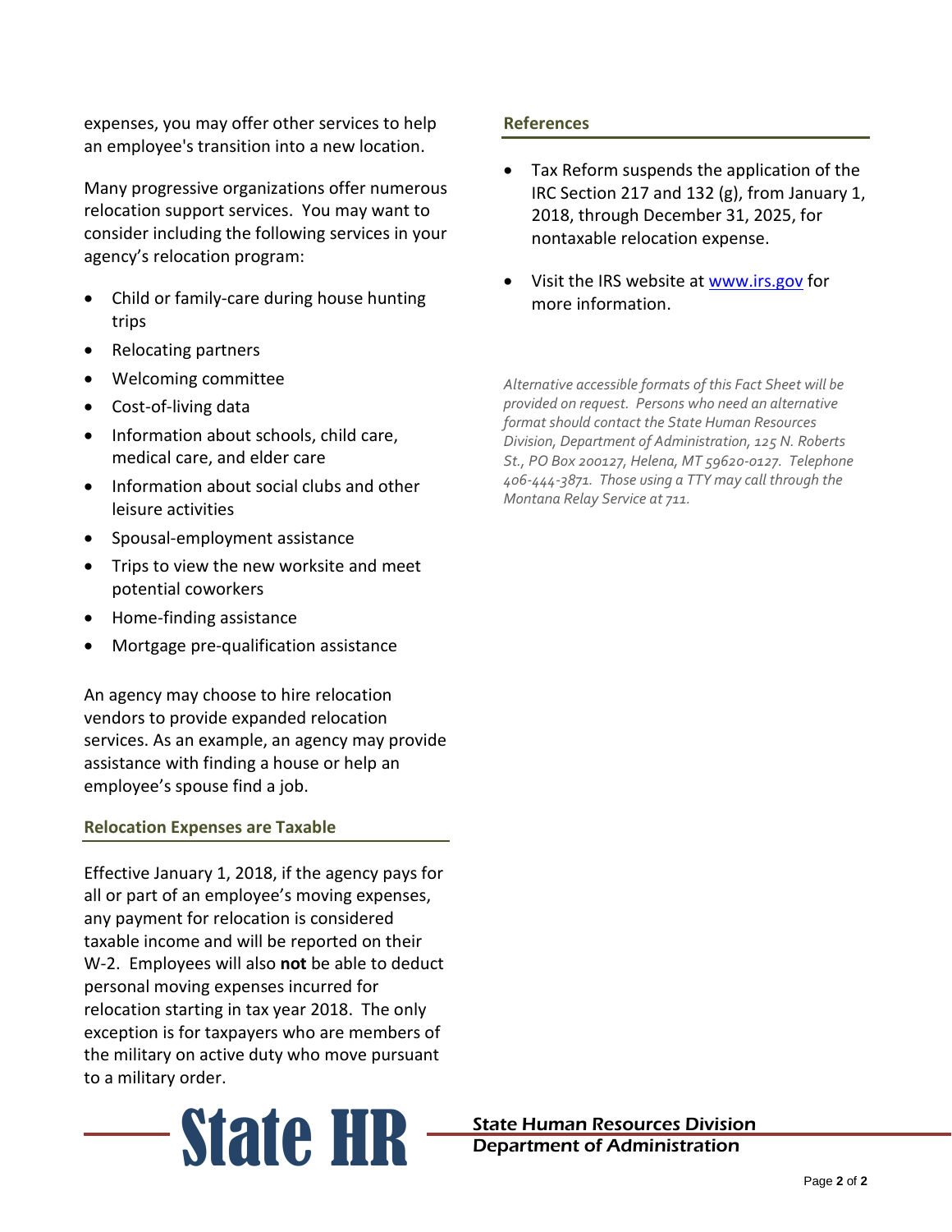expenses, you may offer other services to help an employee's transition into a new location.

Many progressive organizations offer numerous relocation support services. You may want to consider including the following services in your agency's relocation program:

- Child or family-care during house hunting trips
- Relocating partners
- Welcoming committee
- Cost-of-living data
- Information about schools, child care, medical care, and elder care
- Information about social clubs and other leisure activities
- Spousal-employment assistance
- Trips to view the new worksite and meet potential coworkers
- Home-finding assistance
- Mortgage pre-qualification assistance

An agency may choose to hire relocation vendors to provide expanded relocation services. As an example, an agency may provide assistance with finding a house or help an employee's spouse find a job.

## Relocation Expenses are Taxable

Effective January 1, 2018, if the agency pays for all or part of an employee's moving expenses, any payment for relocation is considered taxable income and will be reported on their W-2. Employees will also **not** be able to deduct personal moving expenses incurred for relocation starting in tax year 2018. The only exception is for taxpayers who are members of the military on active duty who move pursuant to a military order.

## References

- Tax Reform suspends the application of the IRC Section 217 and 132 (g), from January 1, 2018, through December 31, 2025, for nontaxable relocation expense.
- Visit the IRS website at [www.irs.gov](http://www.irs.gov) for more information.

*Alternative accessible formats of this Fact Sheet will be provided on request. Persons who need an alternative format should contact the State Human Resources Division, Department of Administration, 125 N. Roberts St., PO Box 200127, Helena, MT 59620-0127. Telephone 406-444-3871. Those using a TTY may call through the Montana Relay Service at 711.*

State HR

State Human Resources Division
Department of Administration